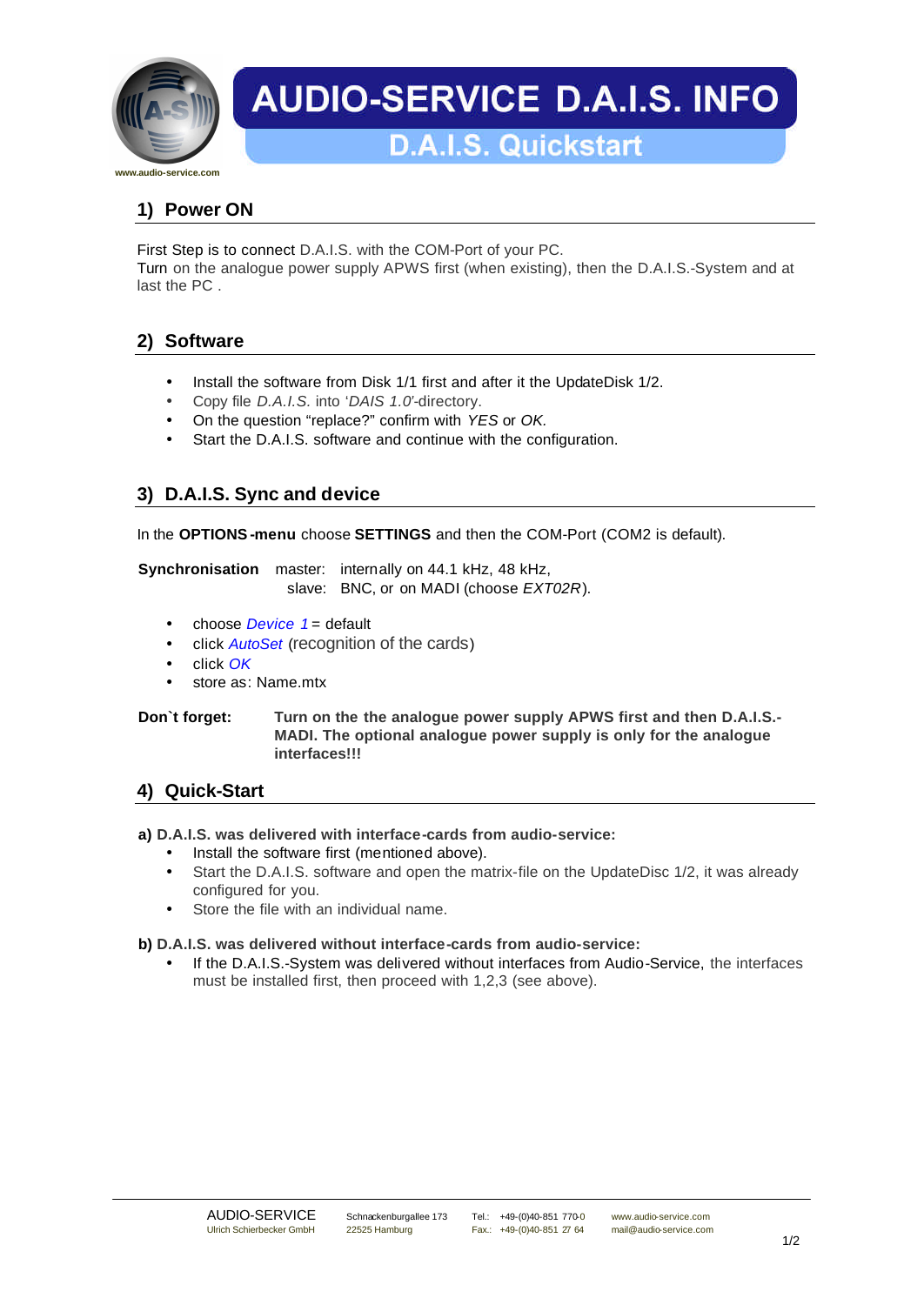# AUDIO-SERVICE D.A.I.S. INFO

## D.A.I.S. Quickstart

www.audio-service.com

## 1) Power ON

First Step is to connect D.A.I.S. with the COM-Port of your PC.
Turn on the analogue power supply APWS first (when existing), then the D.A.I.S.-System and at last the PC .

## 2) Software

- Install the software from Disk 1/1 first and after it the UpdateDisk 1/2.
- Copy file *D.A.I.S.* into '*DAIS 1.0*'-directory.
- On the question "replace?" confirm with *YES* or *OK.*
- Start the D.A.I.S. software and continue with the configuration.

## 3) D.A.I.S. Sync and device

In the **OPTIONS-menu** choose **SETTINGS** and then the COM-Port (COM2 is default).

**Synchronisation** master: internally on 44.1 kHz, 48 kHz,
slave: BNC, or on MADI (choose *EXT02R*).

- choose *Device 1* = default
- click *AutoSet* (recognition of the cards)
- click *OK*
- store as: Name.mtx

**Don`t forget:** **Turn on the the analogue power supply APWS first and then D.A.I.S.-MADI. The optional analogue power supply is only for the analogue interfaces!!!**

## 4) Quick-Start

**a) D.A.I.S. was delivered with interface-cards from audio-service:**

- Install the software first (mentioned above).
- Start the D.A.I.S. software and open the matrix-file on the UpdateDisc 1/2, it was already configured for you.
- Store the file with an individual name.

**b) D.A.I.S. was delivered without interface-cards from audio-service:**

- If the D.A.I.S.-System was delivered without interfaces from Audio-Service, the interfaces must be installed first, then proceed with 1,2,3 (see above).

AUDIO-SERVICE
Ulrich Schierbecker GmbH
Schnackenburgallee 173
22525 Hamburg
Tel.: +49-(0)40-851 770-0
Fax.: +49-(0)40-851 27 64
www.audio-service.com
mail@audio-service.com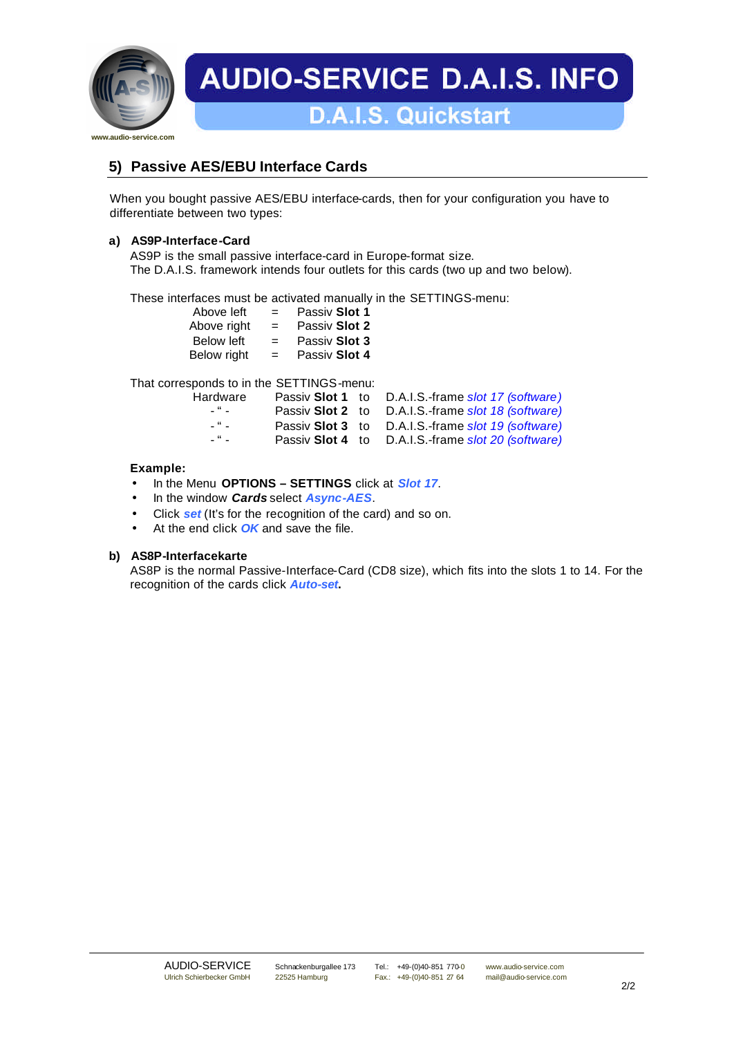## 5) Passive AES/EBU Interface Cards

When you bought passive AES/EBU interface-cards, then for your configuration you have to differentiate between two types:

### a) AS9P-Interface-Card

AS9P is the small passive interface-card in Europe-format size.
The D.A.I.S. framework intends four outlets for this cards (two up and two below).

These interfaces must be activated manually in the SETTINGS-menu:

| | | |
|---|---|---|
| Above left | = | Passiv **Slot 1** |
| Above right | = | Passiv **Slot 2** |
| Below left | = | Passiv **Slot 3** |
| Below right | = | Passiv **Slot 4** |

That corresponds to in the SETTINGS-menu:

| | | | |
|---|---|---|---|
| Hardware | Passiv **Slot 1** | to | D.A.I.S.-frame *slot 17 (software)* |
| - " - | Passiv **Slot 2** | to | D.A.I.S.-frame *slot 18 (software)* |
| - " - | Passiv **Slot 3** | to | D.A.I.S.-frame *slot 19 (software)* |
| - " - | Passiv **Slot 4** | to | D.A.I.S.-frame *slot 20 (software)* |

**Example:**

- In the Menu **OPTIONS – SETTINGS** click at ***Slot 17***.
- In the window ***Cards*** select ***Async-AES***.
- Click ***set*** (It's for the recognition of the card) and so on.
- At the end click ***OK*** and save the file.

### b) AS8P-Interfacekarte

AS8P is the normal Passive-Interface-Card (CD8 size), which fits into the slots 1 to 14. For the recognition of the cards click ***Auto-set*.**

AUDIO-SERVICE
Ulrich Schierbecker GmbH

Schnackenburgallee 173
22525 Hamburg

Tel.: +49-(0)40-851 770-0
Fax.: +49-(0)40-851 27 64

www.audio-service.com
mail@audio-service.com